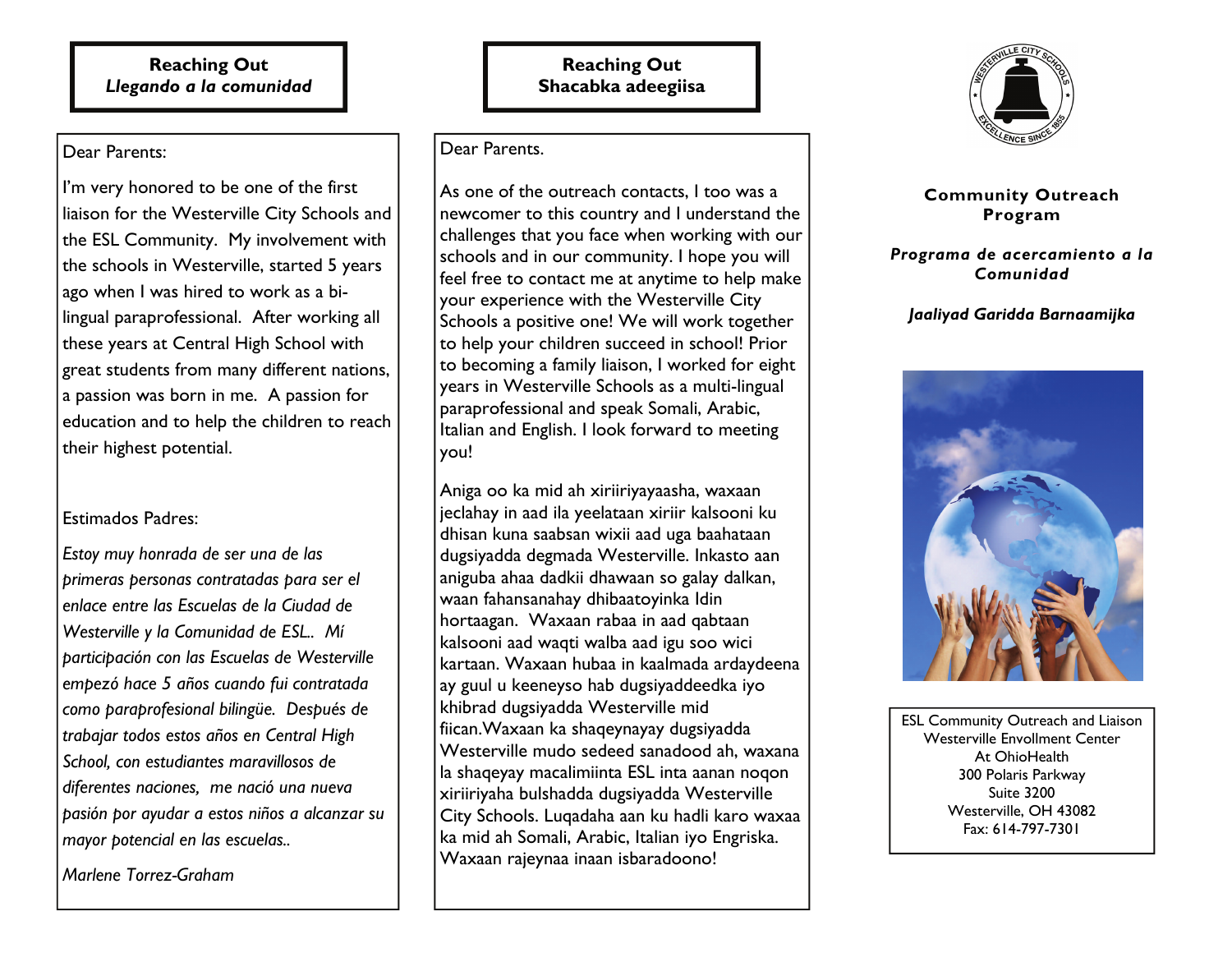**Reaching Out**
***Llegando a la comunidad***

Dear Parents:

I'm very honored to be one of the first liaison for the Westerville City Schools and the ESL Community. My involvement with the schools in Westerville, started 5 years ago when I was hired to work as a bi-lingual paraprofessional. After working all these years at Central High School with great students from many different nations, a passion was born in me. A passion for education and to help the children to reach their highest potential.

Estimados Padres:

*Estoy muy honrada de ser una de las primeras personas contratadas para ser el enlace entre las Escuelas de la Ciudad de Westerville y la Comunidad de ESL.. Mí participación con las Escuelas de Westerville empezó hace 5 años cuando fui contratada como paraprofesional bilingüe. Después de trabajar todos estos años en Central High School, con estudiantes maravillosos de diferentes naciones, me nació una nueva pasión por ayudar a estos niños a alcanzar su mayor potencial en las escuelas..*

*Marlene Torrez-Graham*

**Reaching Out**
**Shacabka adeegiisa**

Dear Parents.

As one of the outreach contacts, I too was a newcomer to this country and I understand the challenges that you face when working with our schools and in our community. I hope you will feel free to contact me at anytime to help make your experience with the Westerville City Schools a positive one! We will work together to help your children succeed in school! Prior to becoming a family liaison, I worked for eight years in Westerville Schools as a multi-lingual paraprofessional and speak Somali, Arabic, Italian and English. I look forward to meeting you!

Aniga oo ka mid ah xiriiriyayaasha, waxaan jeclahay in aad ila yeelataan xiriir kalsooni ku dhisan kuna saabsan wixii aad uga baahataan dugsiyadda degmada Westerville. Inkasto aan aniguba ahaa dadkii dhawaan so galay dalkan, waan fahansanahay dhibaatoyinka Idin hortaagan. Waxaan rabaa in aad qabtaan kalsooni aad waqti walba aad igu soo wici kartaan. Waxaan hubaa in kaalmada ardaydeena ay guul u keeneyso hab dugsiyaddeedka iyo khibrad dugsiyadda Westerville mid fiican.Waxaan ka shaqeynayay dugsiyadda Westerville mudo sedeed sanadood ah, waxana la shaqeyay macalimiinta ESL inta aanan noqon xiriiriyaha bulshadda dugsiyadda Westerville City Schools. Luqadaha aan ku hadli karo waxaa ka mid ah Somali, Arabic, Italian iyo Engriska. Waxaan rajeynaa inaan isbaradoono!

WESTERVILLE CITY SCHOOLS
EXCELLENCE SINCE 1855

**Community Outreach Program**

***Programa de acercamiento a la Comunidad***

***Jaaliyad Garidda Barnaamijka***

ESL Community Outreach and Liaison
Westerville Envollment Center
At OhioHealth
300 Polaris Parkway
Suite 3200
Westerville, OH 43082
Fax: 614-797-7301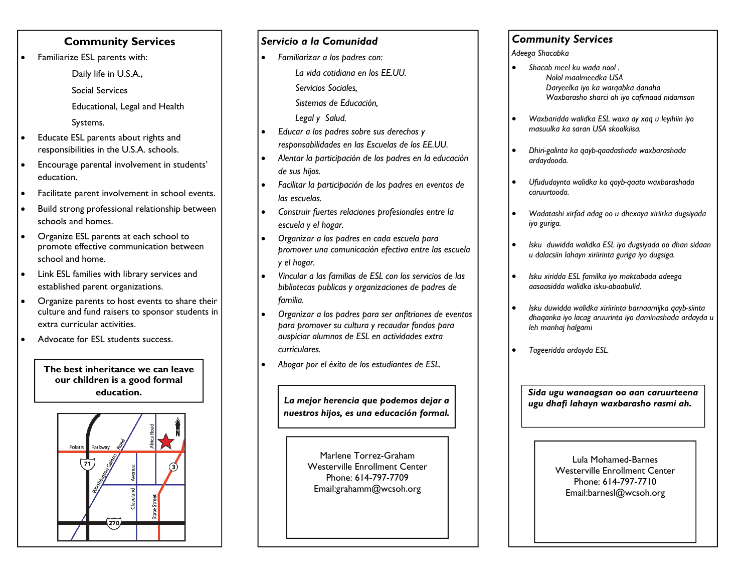## Community Services

- Familiarize ESL parents with:

  Daily life in U.S.A.,

  Social Services

  Educational, Legal and Health

  Systems.
- Educate ESL parents about rights and responsibilities in the U.S.A. schools.
- Encourage parental involvement in students' education.
- Facilitate parent involvement in school events.
- Build strong professional relationship between schools and homes.
- Organize ESL parents at each school to promote effective communication between school and home.
- Link ESL families with library services and established parent organizations.
- Organize parents to host events to share their culture and fund raisers to sponsor students in extra curricular activities.
- Advocate for ESL students success.

**The best inheritance we can leave our children is a good formal education.**

Polaris Parkway
Road
Africa Road
N
71
Worthington Galena
Avenue
3
Cleveland
State Street
270

## *Servicio a la Comunidad*

- *Familiarizar a los padres con:*

  *La vida cotidiana en los EE.UU.*

  *Servicios Sociales,*

  *Sistemas de Educación,*

  *Legal y Salud.*
- *Educar a los padres sobre sus derechos y responsabilidades en las Escuelas de los EE.UU.*
- *Alentar la participación de los padres en la educación de sus hijos.*
- *Facilitar la participación de los padres en eventos de las escuelas.*
- *Construir fuertes relaciones profesionales entre la escuela y el hogar.*
- *Organizar a los padres en cada escuela para promover una comunicación efectiva entre las escuela y el hogar.*
- *Vincular a las familias de ESL con los servicios de las bibliotecas publicas y organizaciones de padres de familia.*
- *Organizar a los padres para ser anfitriones de eventos para promover su cultura y recaudar fondos para auspiciar alumnos de ESL en actividades extra curriculares.*
- *Abogar por el éxito de los estudiantes de ESL.*

***La mejor herencia que podemos dejar a nuestros hijos, es una educación formal.***

Marlene Torrez-Graham
Westerville Enrollment Center
Phone: 614-797-7709
Email:grahamm@wcsoh.org

## *Community Services*

*Adeega Shacabka*

- *Shacab meel ku wada nool .*

  *Nolol maalmeedka USA*

  *Daryeelka iyo ka warqabka danaha*

  *Waxbarasho sharci ah iyo cafimaad nidamsan*
- *Waxbaridda walidka ESL waxa ay xaq u leyihiin iyo masuulka ka saran USA skoolkiisa.*
- *Dhiri-galinta ka qayb-qaadashada waxbarashada ardaydooda.*
- *Ufududaynta walidka ka qayb-qaato waxbarashada caruurtooda.*
- *Wadatashi xirfad adag oo u dhexaya xiriirka dugsiyada iyo guriga.*
- *Isku duwidda walidka ESL iyo dugsiyada oo dhan sidaan u dalacsiin lahayn xiriirinta guriga iyo dugsiga.*
- *Isku xiridda ESL familka iyo maktabada adeega aasaasidda walidka isku-abaabulid.*
- *Isku duwidda walidka xiriirinta barnaamijka qayb-siinta dhaqanka iyo lacag aruurinta iyo daminashada ardayda u leh manhaj halgami*
- *Tageeridda ardayda ESL.*

***Sida ugu wanaagsan oo aan caruurteena ugu dhafi lahayn waxbarasho rasmi ah.***

Lula Mohamed-Barnes
Westerville Enrollment Center
Phone: 614-797-7710
Email:barnesl@wcsoh.org